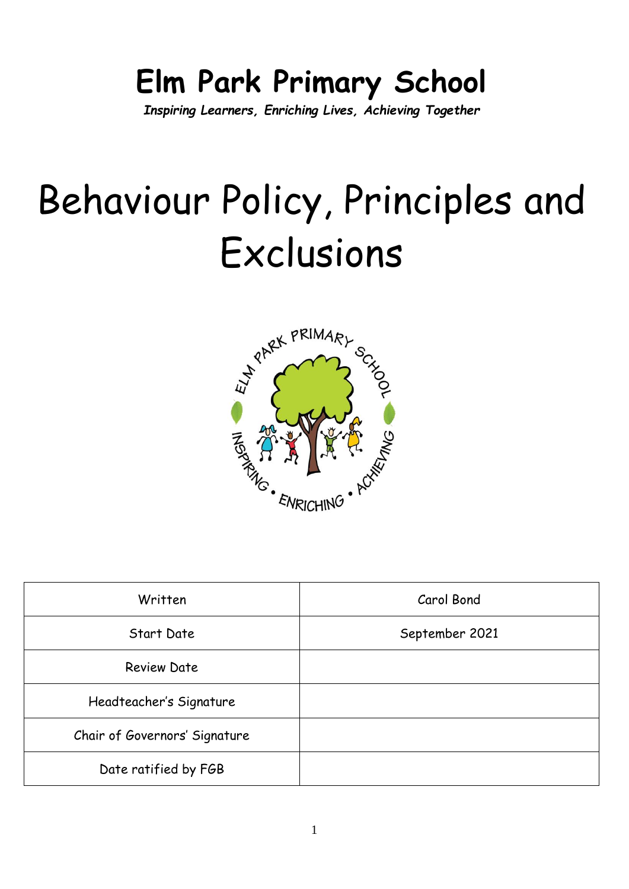# Elm Park Primary School

***Inspiring Learners, Enriching Lives, Achieving Together***

# Behaviour Policy, Principles and Exclusions

| Written | Carol Bond |
|---|---|
| Start Date | September 2021 |
| Review Date | |
| Headteacher's Signature | |
| Chair of Governors' Signature | |
| Date ratified by FGB | |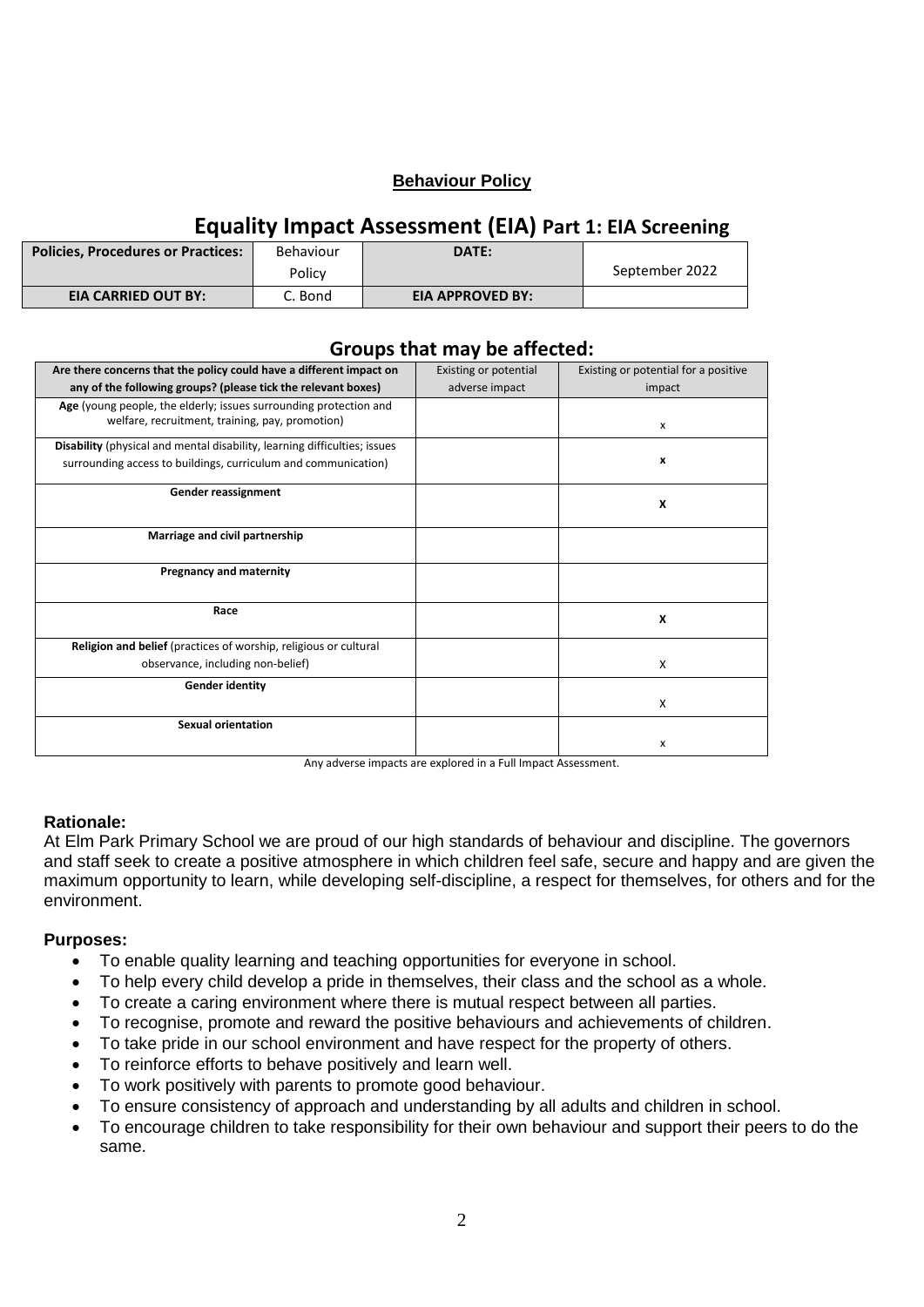**Behaviour Policy**

# Equality Impact Assessment (EIA) Part 1: EIA Screening

| Policies, Procedures or Practices: | Behaviour Policy | DATE: | September 2022 |
|---|---|---|---|
| EIA CARRIED OUT BY: | C. Bond | EIA APPROVED BY: | |

## Groups that may be affected:

| Are there concerns that the policy could have a different impact on any of the following groups? (please tick the relevant boxes) | Existing or potential adverse impact | Existing or potential for a positive impact |
|---|---|---|
| **Age** (young people, the elderly; issues surrounding protection and welfare, recruitment, training, pay, promotion) | | x |
| **Disability** (physical and mental disability, learning difficulties; issues surrounding access to buildings, curriculum and communication) | | **x** |
| **Gender reassignment** | | **X** |
| **Marriage and civil partnership** | | |
| **Pregnancy and maternity** | | |
| **Race** | | **X** |
| **Religion and belief** (practices of worship, religious or cultural observance, including non-belief) | | X |
| **Gender identity** | | X |
| **Sexual orientation** | | x |

Any adverse impacts are explored in a Full Impact Assessment.

**Rationale:**

At Elm Park Primary School we are proud of our high standards of behaviour and discipline. The governors and staff seek to create a positive atmosphere in which children feel safe, secure and happy and are given the maximum opportunity to learn, while developing self-discipline, a respect for themselves, for others and for the environment.

**Purposes:**

- To enable quality learning and teaching opportunities for everyone in school.
- To help every child develop a pride in themselves, their class and the school as a whole.
- To create a caring environment where there is mutual respect between all parties.
- To recognise, promote and reward the positive behaviours and achievements of children.
- To take pride in our school environment and have respect for the property of others.
- To reinforce efforts to behave positively and learn well.
- To work positively with parents to promote good behaviour.
- To ensure consistency of approach and understanding by all adults and children in school.
- To encourage children to take responsibility for their own behaviour and support their peers to do the same.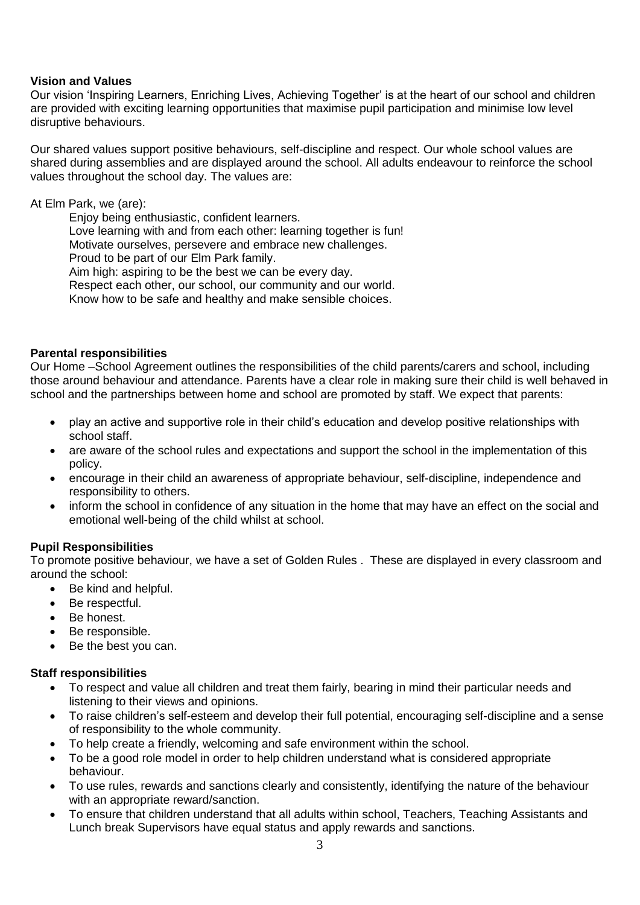**Vision and Values**

Our vision 'Inspiring Learners, Enriching Lives, Achieving Together' is at the heart of our school and children are provided with exciting learning opportunities that maximise pupil participation and minimise low level disruptive behaviours.

Our shared values support positive behaviours, self-discipline and respect. Our whole school values are shared during assemblies and are displayed around the school. All adults endeavour to reinforce the school values throughout the school day. The values are:

At Elm Park, we (are):

Enjoy being enthusiastic, confident learners.
Love learning with and from each other: learning together is fun!
Motivate ourselves, persevere and embrace new challenges.
Proud to be part of our Elm Park family.
Aim high: aspiring to be the best we can be every day.
Respect each other, our school, our community and our world.
Know how to be safe and healthy and make sensible choices.

**Parental responsibilities**

Our Home –School Agreement outlines the responsibilities of the child parents/carers and school, including those around behaviour and attendance. Parents have a clear role in making sure their child is well behaved in school and the partnerships between home and school are promoted by staff. We expect that parents:

- play an active and supportive role in their child's education and develop positive relationships with school staff.
- are aware of the school rules and expectations and support the school in the implementation of this policy.
- encourage in their child an awareness of appropriate behaviour, self-discipline, independence and responsibility to others.
- inform the school in confidence of any situation in the home that may have an effect on the social and emotional well-being of the child whilst at school.

**Pupil Responsibilities**

To promote positive behaviour, we have a set of Golden Rules . These are displayed in every classroom and around the school:

- Be kind and helpful.
- Be respectful.
- Be honest.
- Be responsible.
- Be the best you can.

**Staff responsibilities**

- To respect and value all children and treat them fairly, bearing in mind their particular needs and listening to their views and opinions.
- To raise children's self-esteem and develop their full potential, encouraging self-discipline and a sense of responsibility to the whole community.
- To help create a friendly, welcoming and safe environment within the school.
- To be a good role model in order to help children understand what is considered appropriate behaviour.
- To use rules, rewards and sanctions clearly and consistently, identifying the nature of the behaviour with an appropriate reward/sanction.
- To ensure that children understand that all adults within school, Teachers, Teaching Assistants and Lunch break Supervisors have equal status and apply rewards and sanctions.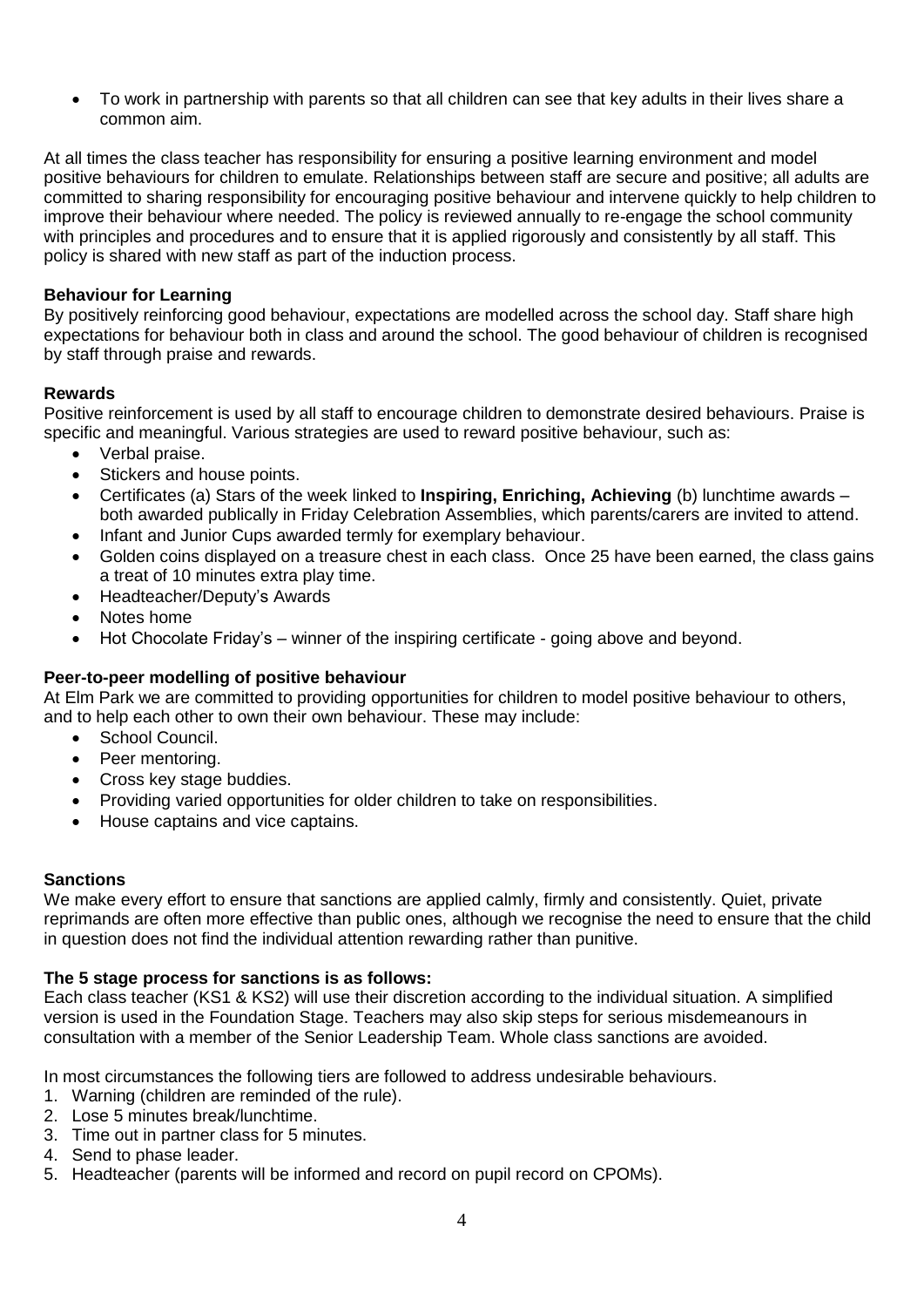- To work in partnership with parents so that all children can see that key adults in their lives share a common aim.

At all times the class teacher has responsibility for ensuring a positive learning environment and model positive behaviours for children to emulate. Relationships between staff are secure and positive; all adults are committed to sharing responsibility for encouraging positive behaviour and intervene quickly to help children to improve their behaviour where needed. The policy is reviewed annually to re-engage the school community with principles and procedures and to ensure that it is applied rigorously and consistently by all staff. This policy is shared with new staff as part of the induction process.

**Behaviour for Learning**

By positively reinforcing good behaviour, expectations are modelled across the school day. Staff share high expectations for behaviour both in class and around the school. The good behaviour of children is recognised by staff through praise and rewards.

**Rewards**

Positive reinforcement is used by all staff to encourage children to demonstrate desired behaviours. Praise is specific and meaningful. Various strategies are used to reward positive behaviour, such as:

- Verbal praise.
- Stickers and house points.
- Certificates (a) Stars of the week linked to **Inspiring, Enriching, Achieving** (b) lunchtime awards – both awarded publically in Friday Celebration Assemblies, which parents/carers are invited to attend.
- Infant and Junior Cups awarded termly for exemplary behaviour.
- Golden coins displayed on a treasure chest in each class. Once 25 have been earned, the class gains a treat of 10 minutes extra play time.
- Headteacher/Deputy's Awards
- Notes home
- Hot Chocolate Friday's – winner of the inspiring certificate - going above and beyond.

**Peer-to-peer modelling of positive behaviour**

At Elm Park we are committed to providing opportunities for children to model positive behaviour to others, and to help each other to own their own behaviour. These may include:

- School Council.
- Peer mentoring.
- Cross key stage buddies.
- Providing varied opportunities for older children to take on responsibilities.
- House captains and vice captains.

**Sanctions**

We make every effort to ensure that sanctions are applied calmly, firmly and consistently. Quiet, private reprimands are often more effective than public ones, although we recognise the need to ensure that the child in question does not find the individual attention rewarding rather than punitive.

**The 5 stage process for sanctions is as follows:**

Each class teacher (KS1 & KS2) will use their discretion according to the individual situation. A simplified version is used in the Foundation Stage. Teachers may also skip steps for serious misdemeanours in consultation with a member of the Senior Leadership Team. Whole class sanctions are avoided.

In most circumstances the following tiers are followed to address undesirable behaviours.

1. Warning (children are reminded of the rule).
2. Lose 5 minutes break/lunchtime.
3. Time out in partner class for 5 minutes.
4. Send to phase leader.
5. Headteacher (parents will be informed and record on pupil record on CPOMs).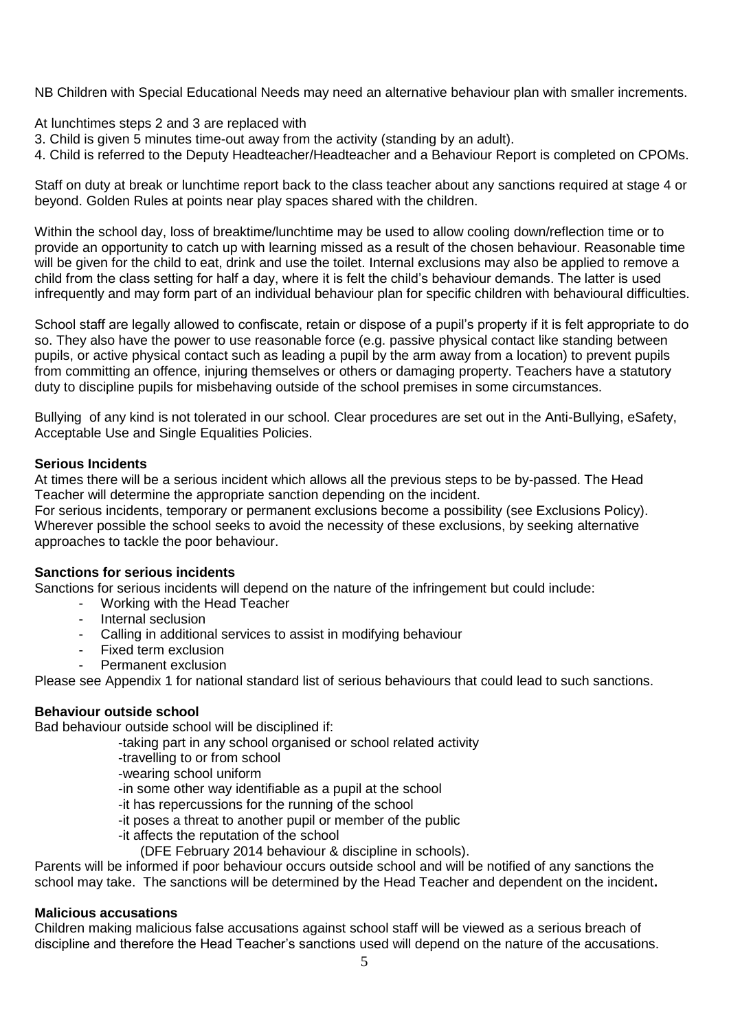NB Children with Special Educational Needs may need an alternative behaviour plan with smaller increments.

At lunchtimes steps 2 and 3 are replaced with

3. Child is given 5 minutes time-out away from the activity (standing by an adult).
4. Child is referred to the Deputy Headteacher/Headteacher and a Behaviour Report is completed on CPOMs.

Staff on duty at break or lunchtime report back to the class teacher about any sanctions required at stage 4 or beyond. Golden Rules at points near play spaces shared with the children.

Within the school day, loss of breaktime/lunchtime may be used to allow cooling down/reflection time or to provide an opportunity to catch up with learning missed as a result of the chosen behaviour. Reasonable time will be given for the child to eat, drink and use the toilet. Internal exclusions may also be applied to remove a child from the class setting for half a day, where it is felt the child's behaviour demands. The latter is used infrequently and may form part of an individual behaviour plan for specific children with behavioural difficulties.

School staff are legally allowed to confiscate, retain or dispose of a pupil's property if it is felt appropriate to do so. They also have the power to use reasonable force (e.g. passive physical contact like standing between pupils, or active physical contact such as leading a pupil by the arm away from a location) to prevent pupils from committing an offence, injuring themselves or others or damaging property. Teachers have a statutory duty to discipline pupils for misbehaving outside of the school premises in some circumstances.

Bullying of any kind is not tolerated in our school. Clear procedures are set out in the Anti-Bullying, eSafety, Acceptable Use and Single Equalities Policies.

**Serious Incidents**

At times there will be a serious incident which allows all the previous steps to be by-passed. The Head Teacher will determine the appropriate sanction depending on the incident.

For serious incidents, temporary or permanent exclusions become a possibility (see Exclusions Policy). Wherever possible the school seeks to avoid the necessity of these exclusions, by seeking alternative approaches to tackle the poor behaviour.

**Sanctions for serious incidents**

Sanctions for serious incidents will depend on the nature of the infringement but could include:

- Working with the Head Teacher
- Internal seclusion
- Calling in additional services to assist in modifying behaviour
- Fixed term exclusion
- Permanent exclusion

Please see Appendix 1 for national standard list of serious behaviours that could lead to such sanctions.

**Behaviour outside school**

Bad behaviour outside school will be disciplined if:

- taking part in any school organised or school related activity
- travelling to or from school
- wearing school uniform
- in some other way identifiable as a pupil at the school
- it has repercussions for the running of the school
- it poses a threat to another pupil or member of the public
- it affects the reputation of the school

(DFE February 2014 behaviour & discipline in schools).

Parents will be informed if poor behaviour occurs outside school and will be notified of any sanctions the school may take. The sanctions will be determined by the Head Teacher and dependent on the incident**.**

**Malicious accusations**

Children making malicious false accusations against school staff will be viewed as a serious breach of discipline and therefore the Head Teacher's sanctions used will depend on the nature of the accusations.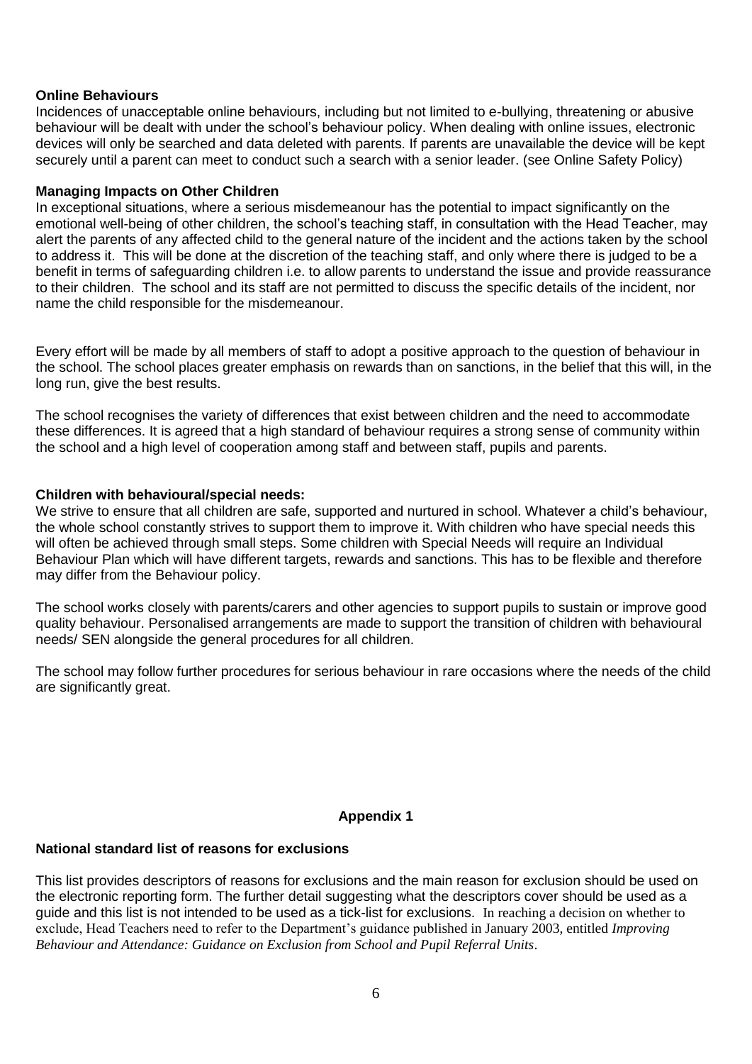**Online Behaviours**

Incidences of unacceptable online behaviours, including but not limited to e-bullying, threatening or abusive behaviour will be dealt with under the school's behaviour policy. When dealing with online issues, electronic devices will only be searched and data deleted with parents. If parents are unavailable the device will be kept securely until a parent can meet to conduct such a search with a senior leader. (see Online Safety Policy)

**Managing Impacts on Other Children**

In exceptional situations, where a serious misdemeanour has the potential to impact significantly on the emotional well-being of other children, the school's teaching staff, in consultation with the Head Teacher, may alert the parents of any affected child to the general nature of the incident and the actions taken by the school to address it. This will be done at the discretion of the teaching staff, and only where there is judged to be a benefit in terms of safeguarding children i.e. to allow parents to understand the issue and provide reassurance to their children. The school and its staff are not permitted to discuss the specific details of the incident, nor name the child responsible for the misdemeanour.

Every effort will be made by all members of staff to adopt a positive approach to the question of behaviour in the school. The school places greater emphasis on rewards than on sanctions, in the belief that this will, in the long run, give the best results.

The school recognises the variety of differences that exist between children and the need to accommodate these differences. It is agreed that a high standard of behaviour requires a strong sense of community within the school and a high level of cooperation among staff and between staff, pupils and parents.

**Children with behavioural/special needs:**

We strive to ensure that all children are safe, supported and nurtured in school. Whatever a child's behaviour, the whole school constantly strives to support them to improve it. With children who have special needs this will often be achieved through small steps. Some children with Special Needs will require an Individual Behaviour Plan which will have different targets, rewards and sanctions. This has to be flexible and therefore may differ from the Behaviour policy.

The school works closely with parents/carers and other agencies to support pupils to sustain or improve good quality behaviour. Personalised arrangements are made to support the transition of children with behavioural needs/ SEN alongside the general procedures for all children.

The school may follow further procedures for serious behaviour in rare occasions where the needs of the child are significantly great.

## Appendix 1

**National standard list of reasons for exclusions**

This list provides descriptors of reasons for exclusions and the main reason for exclusion should be used on the electronic reporting form. The further detail suggesting what the descriptors cover should be used as a guide and this list is not intended to be used as a tick-list for exclusions. In reaching a decision on whether to exclude, Head Teachers need to refer to the Department's guidance published in January 2003, entitled *Improving Behaviour and Attendance: Guidance on Exclusion from School and Pupil Referral Units*.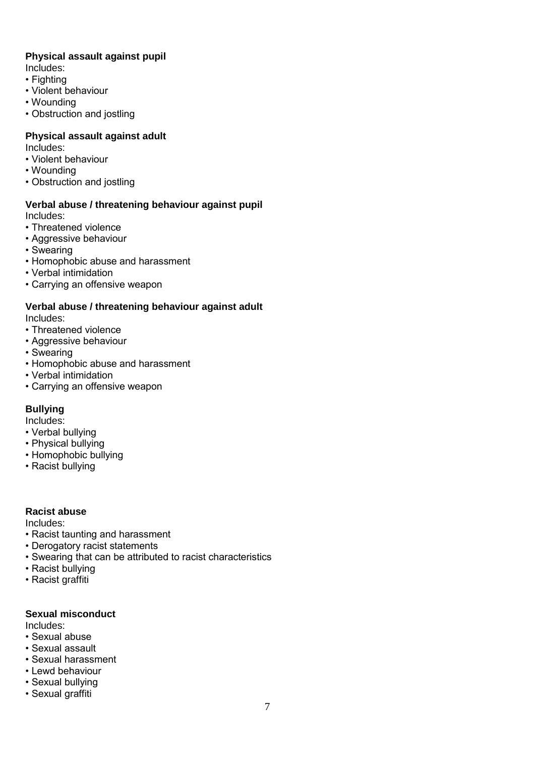**Physical assault against pupil**

Includes:

- Fighting
- Violent behaviour
- Wounding
- Obstruction and jostling

**Physical assault against adult**

Includes:

- Violent behaviour
- Wounding
- Obstruction and jostling

**Verbal abuse / threatening behaviour against pupil**

Includes:

- Threatened violence
- Aggressive behaviour
- Swearing
- Homophobic abuse and harassment
- Verbal intimidation
- Carrying an offensive weapon

**Verbal abuse / threatening behaviour against adult**

Includes:

- Threatened violence
- Aggressive behaviour
- Swearing
- Homophobic abuse and harassment
- Verbal intimidation
- Carrying an offensive weapon

**Bullying**

Includes:

- Verbal bullying
- Physical bullying
- Homophobic bullying
- Racist bullying

**Racist abuse**

Includes:

- Racist taunting and harassment
- Derogatory racist statements
- Swearing that can be attributed to racist characteristics
- Racist bullying
- Racist graffiti

**Sexual misconduct**

Includes:

- Sexual abuse
- Sexual assault
- Sexual harassment
- Lewd behaviour
- Sexual bullying
- Sexual graffiti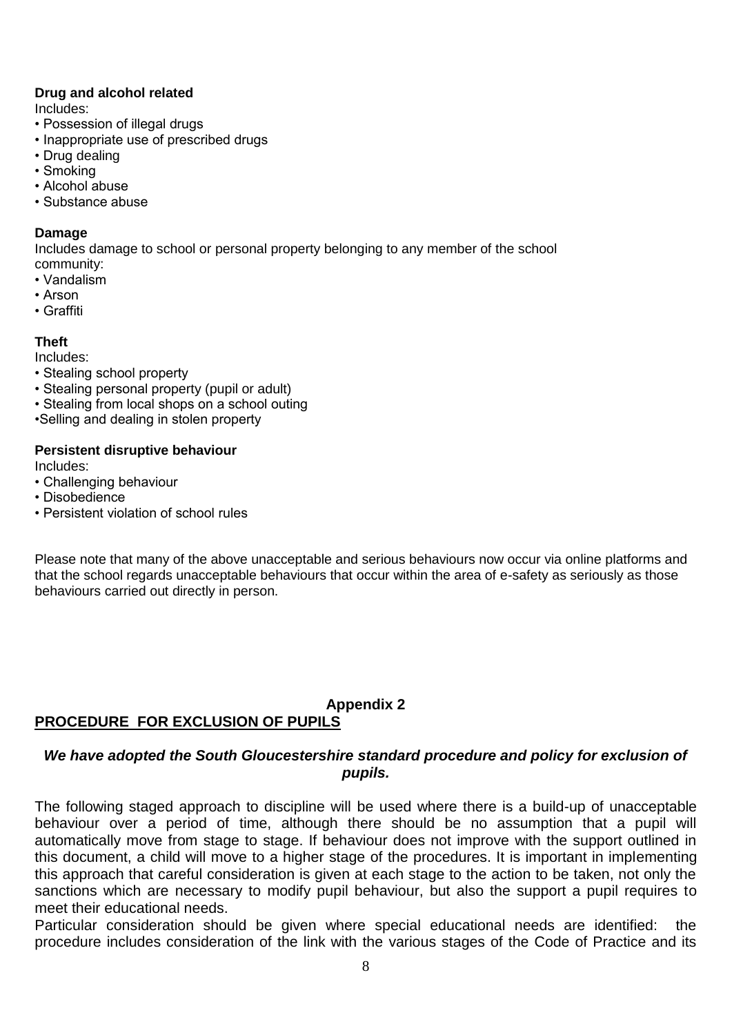**Drug and alcohol related**

Includes:

- Possession of illegal drugs
- Inappropriate use of prescribed drugs
- Drug dealing
- Smoking
- Alcohol abuse
- Substance abuse

**Damage**

Includes damage to school or personal property belonging to any member of the school community:

- Vandalism
- Arson
- Graffiti

**Theft**

Includes:

- Stealing school property
- Stealing personal property (pupil or adult)
- Stealing from local shops on a school outing
- Selling and dealing in stolen property

**Persistent disruptive behaviour**

Includes:

- Challenging behaviour
- Disobedience
- Persistent violation of school rules

Please note that many of the above unacceptable and serious behaviours now occur via online platforms and that the school regards unacceptable behaviours that occur within the area of e-safety as seriously as those behaviours carried out directly in person.

**Appendix 2**

## PROCEDURE FOR EXCLUSION OF PUPILS

***We have adopted the South Gloucestershire standard procedure and policy for exclusion of pupils.***

The following staged approach to discipline will be used where there is a build-up of unacceptable behaviour over a period of time, although there should be no assumption that a pupil will automatically move from stage to stage. If behaviour does not improve with the support outlined in this document, a child will move to a higher stage of the procedures. It is important in implementing this approach that careful consideration is given at each stage to the action to be taken, not only the sanctions which are necessary to modify pupil behaviour, but also the support a pupil requires to meet their educational needs.

Particular consideration should be given where special educational needs are identified: the procedure includes consideration of the link with the various stages of the Code of Practice and its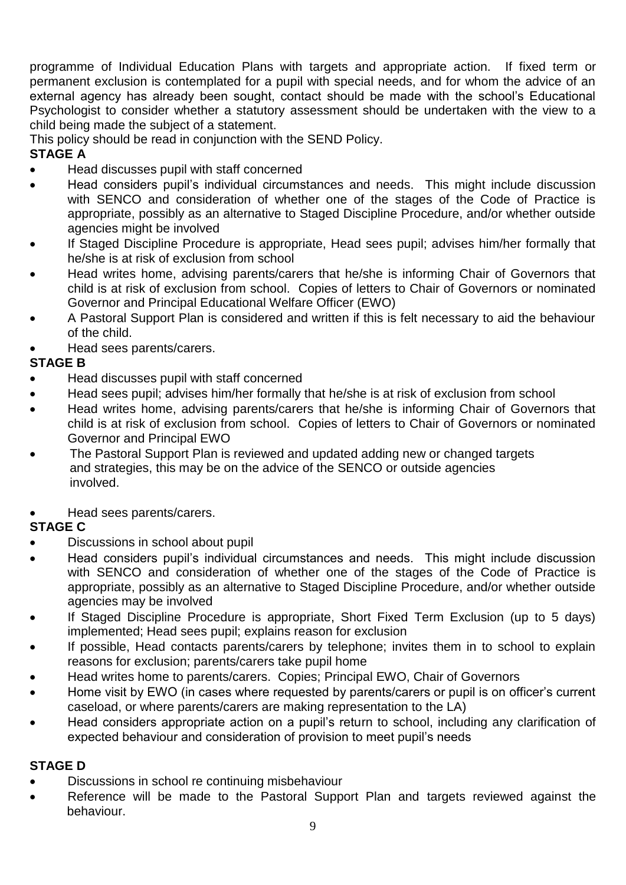programme of Individual Education Plans with targets and appropriate action. If fixed term or permanent exclusion is contemplated for a pupil with special needs, and for whom the advice of an external agency has already been sought, contact should be made with the school's Educational Psychologist to consider whether a statutory assessment should be undertaken with the view to a child being made the subject of a statement.

This policy should be read in conjunction with the SEND Policy.

**STAGE A**

- Head discusses pupil with staff concerned
- Head considers pupil's individual circumstances and needs. This might include discussion with SENCO and consideration of whether one of the stages of the Code of Practice is appropriate, possibly as an alternative to Staged Discipline Procedure, and/or whether outside agencies might be involved
- If Staged Discipline Procedure is appropriate, Head sees pupil; advises him/her formally that he/she is at risk of exclusion from school
- Head writes home, advising parents/carers that he/she is informing Chair of Governors that child is at risk of exclusion from school. Copies of letters to Chair of Governors or nominated Governor and Principal Educational Welfare Officer (EWO)
- A Pastoral Support Plan is considered and written if this is felt necessary to aid the behaviour of the child.
- Head sees parents/carers.

**STAGE B**

- Head discusses pupil with staff concerned
- Head sees pupil; advises him/her formally that he/she is at risk of exclusion from school
- Head writes home, advising parents/carers that he/she is informing Chair of Governors that child is at risk of exclusion from school. Copies of letters to Chair of Governors or nominated Governor and Principal EWO
- The Pastoral Support Plan is reviewed and updated adding new or changed targets and strategies, this may be on the advice of the SENCO or outside agencies involved.
- Head sees parents/carers.

**STAGE C**

- Discussions in school about pupil
- Head considers pupil's individual circumstances and needs. This might include discussion with SENCO and consideration of whether one of the stages of the Code of Practice is appropriate, possibly as an alternative to Staged Discipline Procedure, and/or whether outside agencies may be involved
- If Staged Discipline Procedure is appropriate, Short Fixed Term Exclusion (up to 5 days) implemented; Head sees pupil; explains reason for exclusion
- If possible, Head contacts parents/carers by telephone; invites them in to school to explain reasons for exclusion; parents/carers take pupil home
- Head writes home to parents/carers. Copies; Principal EWO, Chair of Governors
- Home visit by EWO (in cases where requested by parents/carers or pupil is on officer's current caseload, or where parents/carers are making representation to the LA)
- Head considers appropriate action on a pupil's return to school, including any clarification of expected behaviour and consideration of provision to meet pupil's needs

**STAGE D**

- Discussions in school re continuing misbehaviour
- Reference will be made to the Pastoral Support Plan and targets reviewed against the behaviour.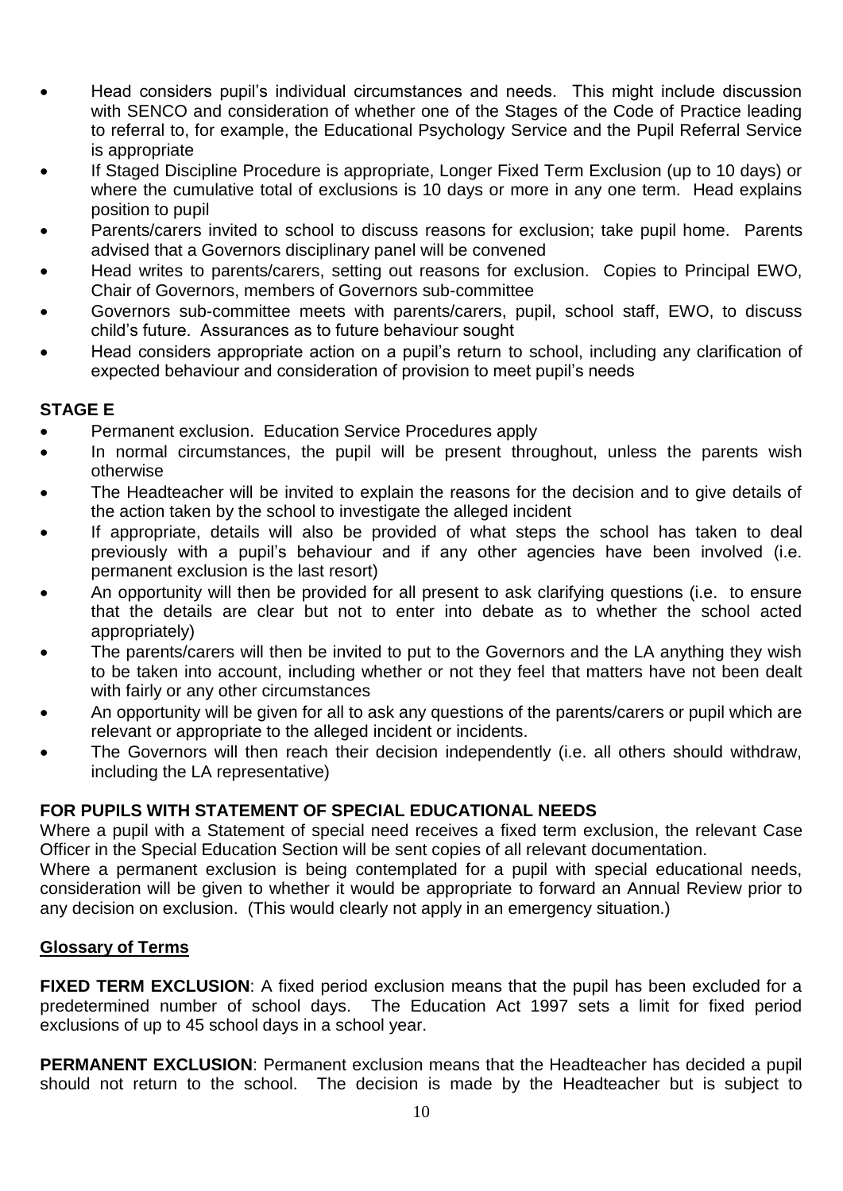- Head considers pupil's individual circumstances and needs. This might include discussion with SENCO and consideration of whether one of the Stages of the Code of Practice leading to referral to, for example, the Educational Psychology Service and the Pupil Referral Service is appropriate
- If Staged Discipline Procedure is appropriate, Longer Fixed Term Exclusion (up to 10 days) or where the cumulative total of exclusions is 10 days or more in any one term. Head explains position to pupil
- Parents/carers invited to school to discuss reasons for exclusion; take pupil home. Parents advised that a Governors disciplinary panel will be convened
- Head writes to parents/carers, setting out reasons for exclusion. Copies to Principal EWO, Chair of Governors, members of Governors sub-committee
- Governors sub-committee meets with parents/carers, pupil, school staff, EWO, to discuss child's future. Assurances as to future behaviour sought
- Head considers appropriate action on a pupil's return to school, including any clarification of expected behaviour and consideration of provision to meet pupil's needs

**STAGE E**

- Permanent exclusion. Education Service Procedures apply
- In normal circumstances, the pupil will be present throughout, unless the parents wish otherwise
- The Headteacher will be invited to explain the reasons for the decision and to give details of the action taken by the school to investigate the alleged incident
- If appropriate, details will also be provided of what steps the school has taken to deal previously with a pupil's behaviour and if any other agencies have been involved (i.e. permanent exclusion is the last resort)
- An opportunity will then be provided for all present to ask clarifying questions (i.e. to ensure that the details are clear but not to enter into debate as to whether the school acted appropriately)
- The parents/carers will then be invited to put to the Governors and the LA anything they wish to be taken into account, including whether or not they feel that matters have not been dealt with fairly or any other circumstances
- An opportunity will be given for all to ask any questions of the parents/carers or pupil which are relevant or appropriate to the alleged incident or incidents.
- The Governors will then reach their decision independently (i.e. all others should withdraw, including the LA representative)

**FOR PUPILS WITH STATEMENT OF SPECIAL EDUCATIONAL NEEDS**

Where a pupil with a Statement of special need receives a fixed term exclusion, the relevant Case Officer in the Special Education Section will be sent copies of all relevant documentation.

Where a permanent exclusion is being contemplated for a pupil with special educational needs, consideration will be given to whether it would be appropriate to forward an Annual Review prior to any decision on exclusion. (This would clearly not apply in an emergency situation.)

**Glossary of Terms**

**FIXED TERM EXCLUSION**: A fixed period exclusion means that the pupil has been excluded for a predetermined number of school days. The Education Act 1997 sets a limit for fixed period exclusions of up to 45 school days in a school year.

**PERMANENT EXCLUSION**: Permanent exclusion means that the Headteacher has decided a pupil should not return to the school. The decision is made by the Headteacher but is subject to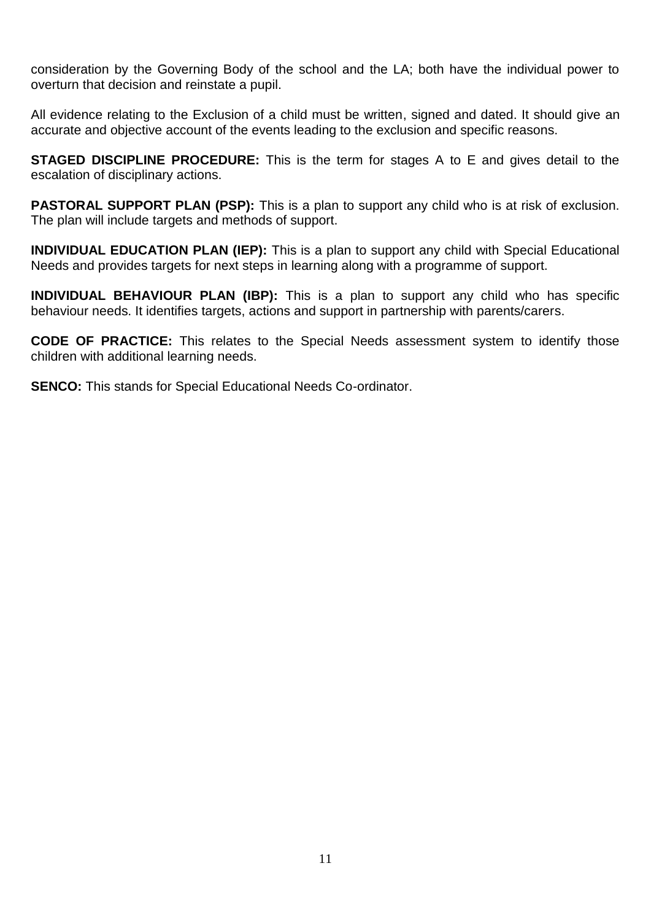consideration by the Governing Body of the school and the LA; both have the individual power to overturn that decision and reinstate a pupil.

All evidence relating to the Exclusion of a child must be written, signed and dated. It should give an accurate and objective account of the events leading to the exclusion and specific reasons.

**STAGED DISCIPLINE PROCEDURE:** This is the term for stages A to E and gives detail to the escalation of disciplinary actions.

**PASTORAL SUPPORT PLAN (PSP):** This is a plan to support any child who is at risk of exclusion. The plan will include targets and methods of support.

**INDIVIDUAL EDUCATION PLAN (IEP):** This is a plan to support any child with Special Educational Needs and provides targets for next steps in learning along with a programme of support.

**INDIVIDUAL BEHAVIOUR PLAN (IBP):** This is a plan to support any child who has specific behaviour needs. It identifies targets, actions and support in partnership with parents/carers.

**CODE OF PRACTICE:** This relates to the Special Needs assessment system to identify those children with additional learning needs.

**SENCO:** This stands for Special Educational Needs Co-ordinator.